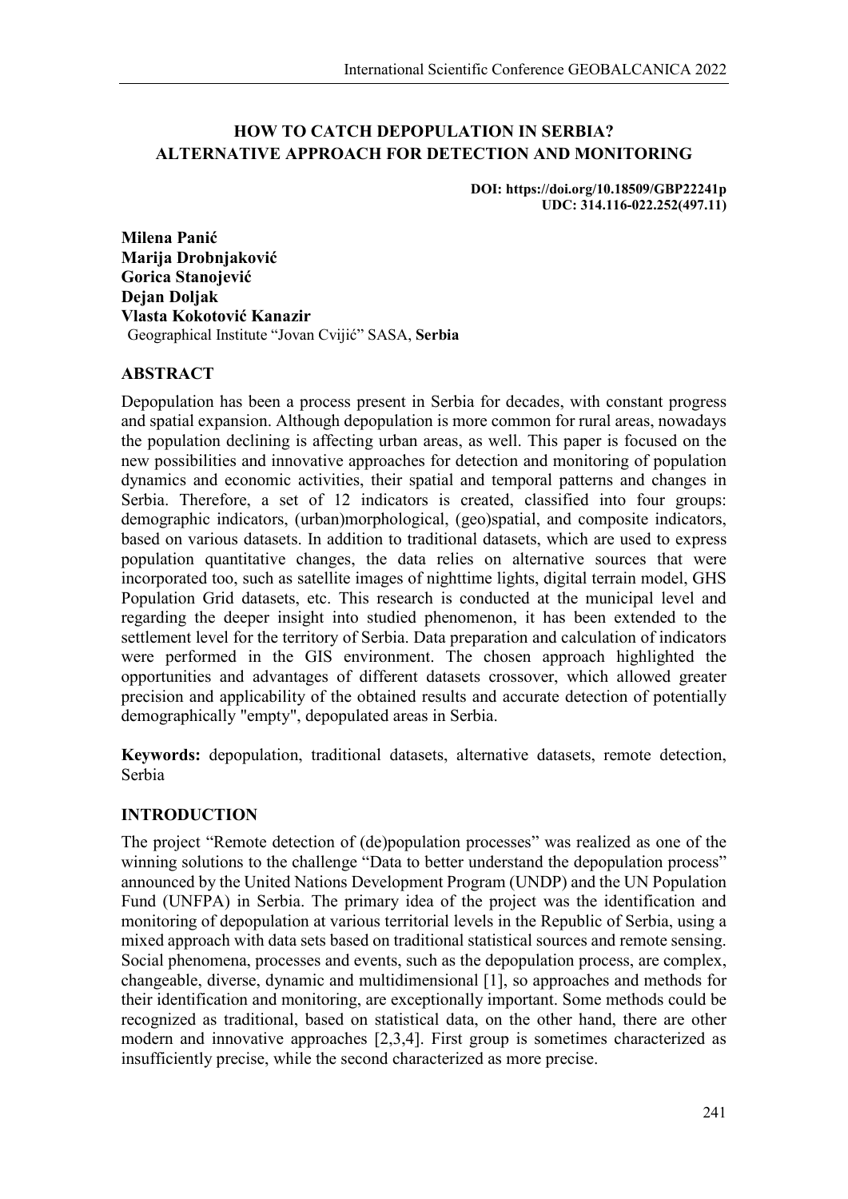# HOW TO CATCH DEPOPULATION IN SERBIA? ALTERNATIVE APPROACH FOR DETECTION AND MONITORING

**DOI: https://doi.org/10.18509/GBP22241p**
**UDC: 314.116-022.252(497.11)**

**Milena Panić**
**Marija Drobnjaković**
**Gorica Stanojević**
**Dejan Doljak**
**Vlasta Kokotović Kanazir**
Geographical Institute "Jovan Cvijić" SASA, **Serbia**

## ABSTRACT

Depopulation has been a process present in Serbia for decades, with constant progress and spatial expansion. Although depopulation is more common for rural areas, nowadays the population declining is affecting urban areas, as well. This paper is focused on the new possibilities and innovative approaches for detection and monitoring of population dynamics and economic activities, their spatial and temporal patterns and changes in Serbia. Therefore, a set of 12 indicators is created, classified into four groups: demographic indicators, (urban)morphological, (geo)spatial, and composite indicators, based on various datasets. In addition to traditional datasets, which are used to express population quantitative changes, the data relies on alternative sources that were incorporated too, such as satellite images of nighttime lights, digital terrain model, GHS Population Grid datasets, etc. This research is conducted at the municipal level and regarding the deeper insight into studied phenomenon, it has been extended to the settlement level for the territory of Serbia. Data preparation and calculation of indicators were performed in the GIS environment. The chosen approach highlighted the opportunities and advantages of different datasets crossover, which allowed greater precision and applicability of the obtained results and accurate detection of potentially demographically "empty", depopulated areas in Serbia.

**Keywords:** depopulation, traditional datasets, alternative datasets, remote detection, Serbia

## INTRODUCTION

The project "Remote detection of (de)population processes" was realized as one of the winning solutions to the challenge "Data to better understand the depopulation process" announced by the United Nations Development Program (UNDP) and the UN Population Fund (UNFPA) in Serbia. The primary idea of the project was the identification and monitoring of depopulation at various territorial levels in the Republic of Serbia, using a mixed approach with data sets based on traditional statistical sources and remote sensing. Social phenomena, processes and events, such as the depopulation process, are complex, changeable, diverse, dynamic and multidimensional [1], so approaches and methods for their identification and monitoring, are exceptionally important. Some methods could be recognized as traditional, based on statistical data, on the other hand, there are other modern and innovative approaches [2,3,4]. First group is sometimes characterized as insufficiently precise, while the second characterized as more precise.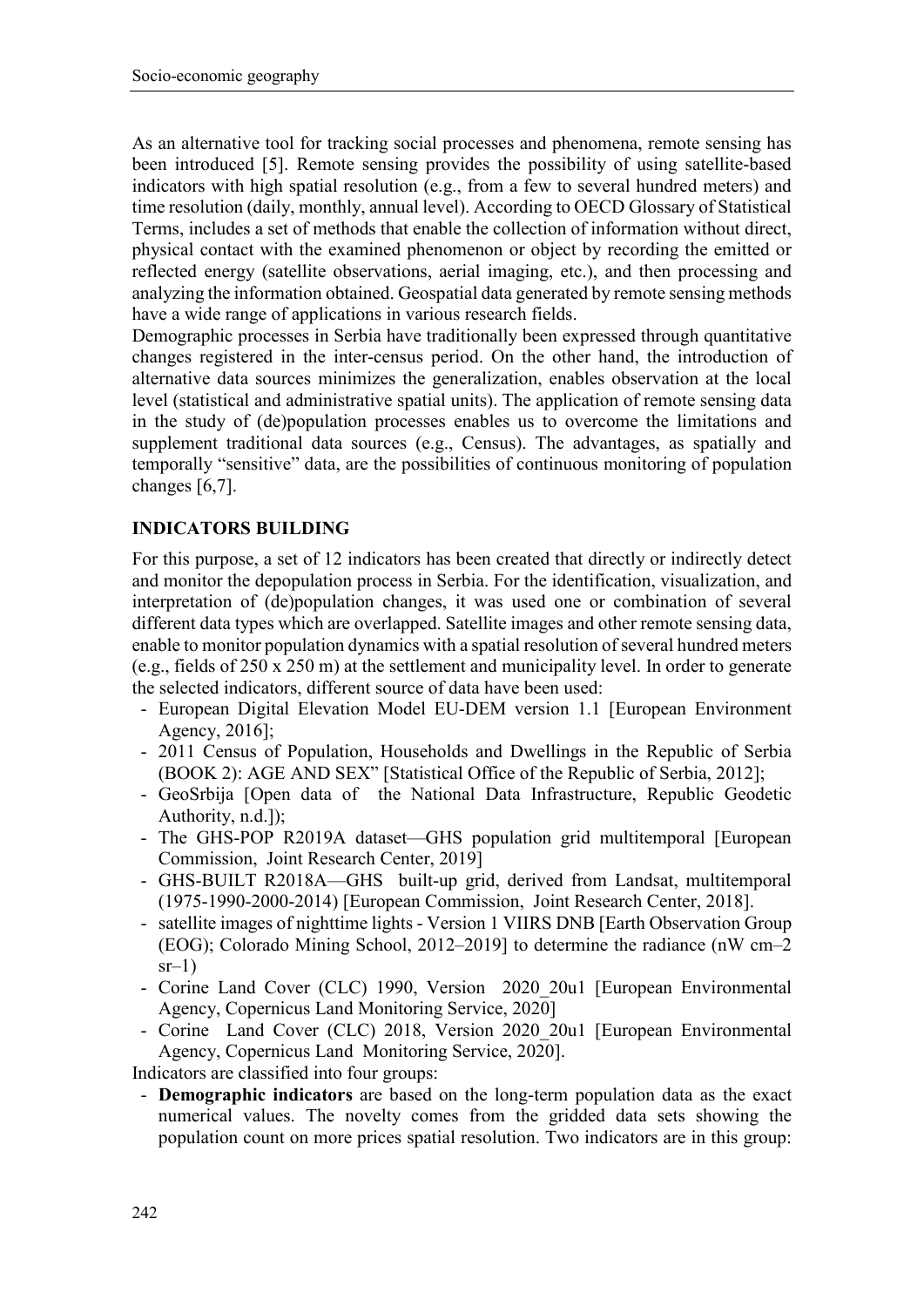As an alternative tool for tracking social processes and phenomena, remote sensing has been introduced [5]. Remote sensing provides the possibility of using satellite-based indicators with high spatial resolution (e.g., from a few to several hundred meters) and time resolution (daily, monthly, annual level). According to OECD Glossary of Statistical Terms, includes a set of methods that enable the collection of information without direct, physical contact with the examined phenomenon or object by recording the emitted or reflected energy (satellite observations, aerial imaging, etc.), and then processing and analyzing the information obtained. Geospatial data generated by remote sensing methods have a wide range of applications in various research fields.

Demographic processes in Serbia have traditionally been expressed through quantitative changes registered in the inter-census period. On the other hand, the introduction of alternative data sources minimizes the generalization, enables observation at the local level (statistical and administrative spatial units). The application of remote sensing data in the study of (de)population processes enables us to overcome the limitations and supplement traditional data sources (e.g., Census). The advantages, as spatially and temporally "sensitive" data, are the possibilities of continuous monitoring of population changes [6,7].

## INDICATORS BUILDING

For this purpose, a set of 12 indicators has been created that directly or indirectly detect and monitor the depopulation process in Serbia. For the identification, visualization, and interpretation of (de)population changes, it was used one or combination of several different data types which are overlapped. Satellite images and other remote sensing data, enable to monitor population dynamics with a spatial resolution of several hundred meters (e.g., fields of 250 x 250 m) at the settlement and municipality level. In order to generate the selected indicators, different source of data have been used:

- European Digital Elevation Model EU-DEM version 1.1 [European Environment Agency, 2016];
- 2011 Census of Population, Households and Dwellings in the Republic of Serbia (BOOK 2): AGE AND SEX" [Statistical Office of the Republic of Serbia, 2012];
- GeoSrbija [Open data of the National Data Infrastructure, Republic Geodetic Authority, n.d.]);
- The GHS-POP R2019A dataset—GHS population grid multitemporal [European Commission, Joint Research Center, 2019]
- GHS-BUILT R2018A—GHS built-up grid, derived from Landsat, multitemporal (1975-1990-2000-2014) [European Commission, Joint Research Center, 2018].
- satellite images of nighttime lights - Version 1 VIIRS DNB [Earth Observation Group (EOG); Colorado Mining School, 2012–2019] to determine the radiance (nW cm–2 sr–1)
- Corine Land Cover (CLC) 1990, Version 2020_20u1 [European Environmental Agency, Copernicus Land Monitoring Service, 2020]
- Corine Land Cover (CLC) 2018, Version 2020_20u1 [European Environmental Agency, Copernicus Land Monitoring Service, 2020].

Indicators are classified into four groups:

- **Demographic indicators** are based on the long-term population data as the exact numerical values. The novelty comes from the gridded data sets showing the population count on more prices spatial resolution. Two indicators are in this group: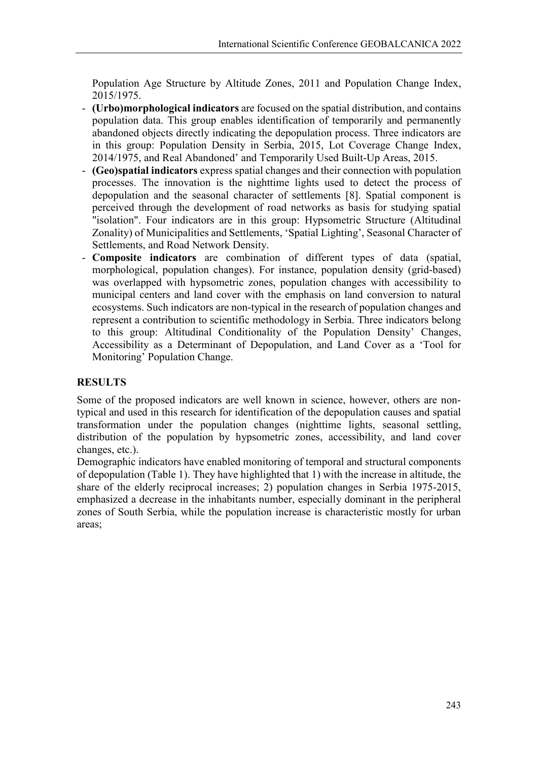Population Age Structure by Altitude Zones, 2011 and Population Change Index, 2015/1975.

- **(Urbo)morphological indicators** are focused on the spatial distribution, and contains population data. This group enables identification of temporarily and permanently abandoned objects directly indicating the depopulation process. Three indicators are in this group: Population Density in Serbia, 2015, Lot Coverage Change Index, 2014/1975, and Real Abandoned' and Temporarily Used Built-Up Areas, 2015.
- **(Geo)spatial indicators** express spatial changes and their connection with population processes. The innovation is the nighttime lights used to detect the process of depopulation and the seasonal character of settlements [8]. Spatial component is perceived through the development of road networks as basis for studying spatial "isolation". Four indicators are in this group: Hypsometric Structure (Altitudinal Zonality) of Municipalities and Settlements, 'Spatial Lighting', Seasonal Character of Settlements, and Road Network Density.
- **Composite indicators** are combination of different types of data (spatial, morphological, population changes). For instance, population density (grid-based) was overlapped with hypsometric zones, population changes with accessibility to municipal centers and land cover with the emphasis on land conversion to natural ecosystems. Such indicators are non-typical in the research of population changes and represent a contribution to scientific methodology in Serbia. Three indicators belong to this group: Altitudinal Conditionality of the Population Density' Changes, Accessibility as a Determinant of Depopulation, and Land Cover as a 'Tool for Monitoring' Population Change.

## RESULTS

Some of the proposed indicators are well known in science, however, others are non-typical and used in this research for identification of the depopulation causes and spatial transformation under the population changes (nighttime lights, seasonal settling, distribution of the population by hypsometric zones, accessibility, and land cover changes, etc.).

Demographic indicators have enabled monitoring of temporal and structural components of depopulation (Table 1). They have highlighted that 1) with the increase in altitude, the share of the elderly reciprocal increases; 2) population changes in Serbia 1975-2015, emphasized a decrease in the inhabitants number, especially dominant in the peripheral zones of South Serbia, while the population increase is characteristic mostly for urban areas;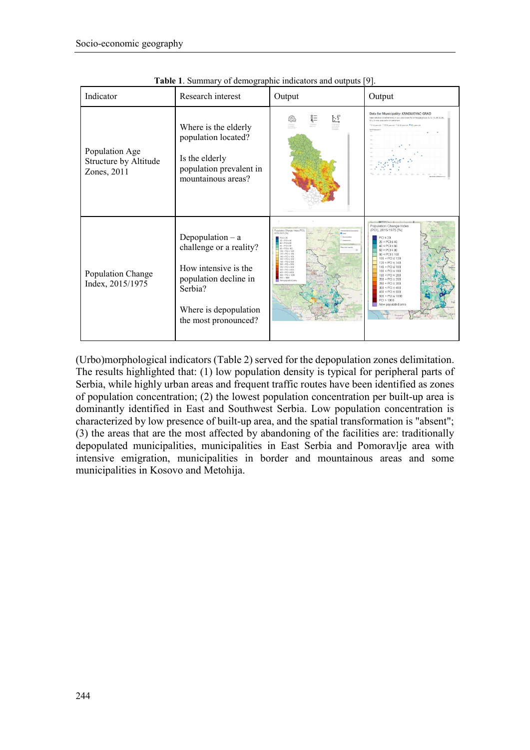**Table 1**. Summary of demographic indicators and outputs [9].

| Indicator | Research interest | Output | Output |
|---|---|---|---|
| Population Age Structure by Altitude Zones, 2011 | Where is the elderly population located?<br><br>Is the elderly population prevalent in mountainous areas? | | |
| Population Change Index, 2015/1975 | Depopulation – a challenge or a reality?<br><br>How intensive is the population decline in Serbia?<br><br>Where is depopulation the most pronounced? | | |

(Urbo)morphological indicators (Table 2) served for the depopulation zones delimitation. The results highlighted that: (1) low population density is typical for peripheral parts of Serbia, while highly urban areas and frequent traffic routes have been identified as zones of population concentration; (2) the lowest population concentration per built-up area is dominantly identified in East and Southwest Serbia. Low population concentration is characterized by low presence of built-up area, and the spatial transformation is "absent"; (3) the areas that are the most affected by abandoning of the facilities are: traditionally depopulated municipalities, municipalities in East Serbia and Pomoravlje area with intensive emigration, municipalities in border and mountainous areas and some municipalities in Kosovo and Metohija.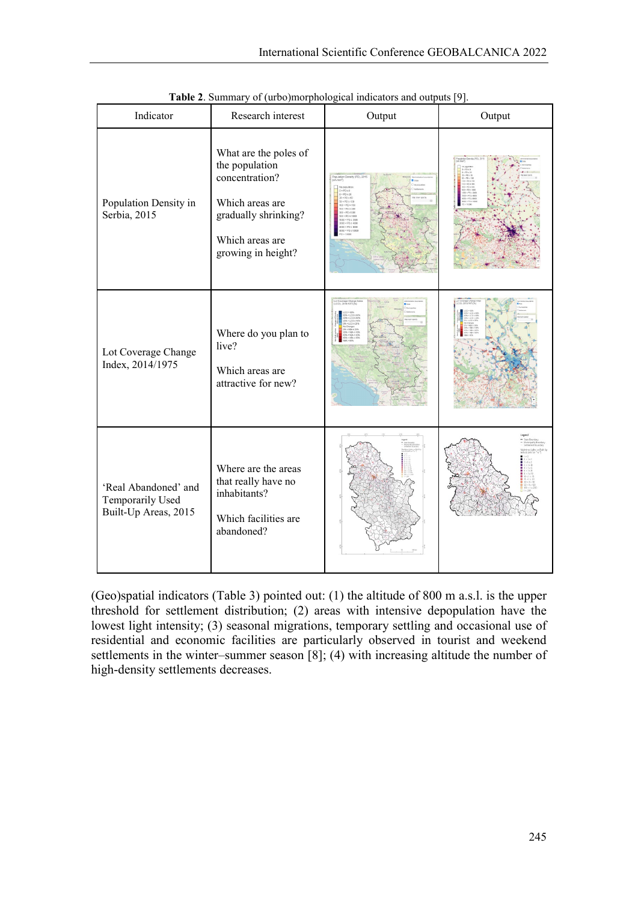**Table 2**. Summary of (urbo)morphological indicators and outputs [9].

| Indicator | Research interest | Output | Output |
|---|---|---|---|
| Population Density in Serbia, 2015 | What are the poles of the population concentration?<br><br>Which areas are gradually shrinking?<br><br>Which areas are growing in height? | | |
| Lot Coverage Change Index, 2014/1975 | Where do you plan to live?<br><br>Which areas are attractive for new? | | |
| 'Real Abandoned' and Temporarily Used Built-Up Areas, 2015 | Where are the areas that really have no inhabitants?<br><br>Which facilities are abandoned? | | |

(Geo)spatial indicators (Table 3) pointed out: (1) the altitude of 800 m a.s.l. is the upper threshold for settlement distribution; (2) areas with intensive depopulation have the lowest light intensity; (3) seasonal migrations, temporary settling and occasional use of residential and economic facilities are particularly observed in tourist and weekend settlements in the winter–summer season [8]; (4) with increasing altitude the number of high-density settlements decreases.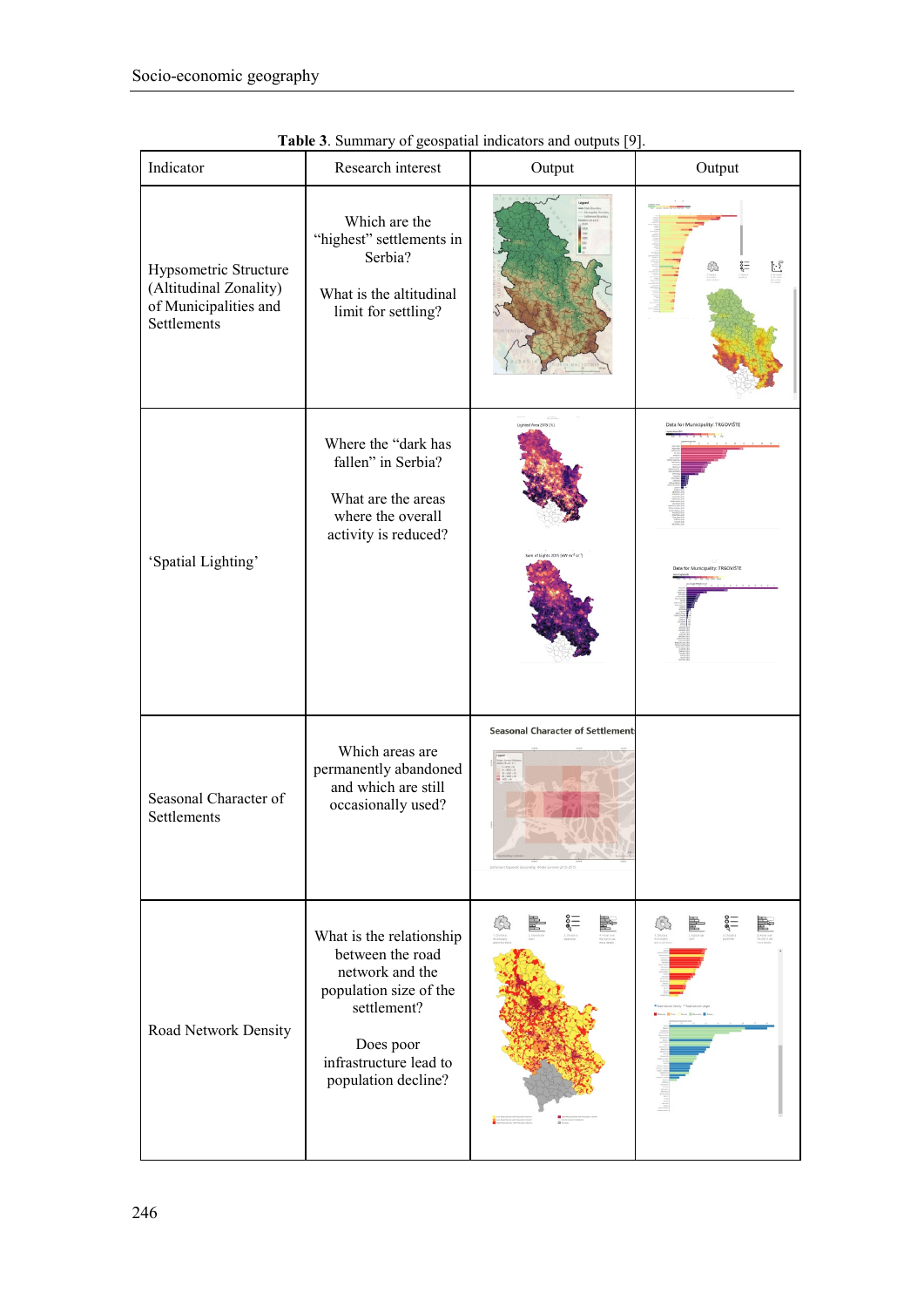**Table 3**. Summary of geospatial indicators and outputs [9].

| Indicator | Research interest | Output | Output |
|---|---|---|---|
| Hypsometric Structure (Altitudinal Zonality) of Municipalities and Settlements | Which are the "highest" settlements in Serbia? What is the altitudinal limit for settling? | | |
| 'Spatial Lighting' | Where the "dark has fallen" in Serbia? What are the areas where the overall activity is reduced? | | |
| Seasonal Character of Settlements | Which areas are permanently abandoned and which are still occasionally used? | | |
| Road Network Density | What is the relationship between the road network and the population size of the settlement? Does poor infrastructure lead to population decline? | | |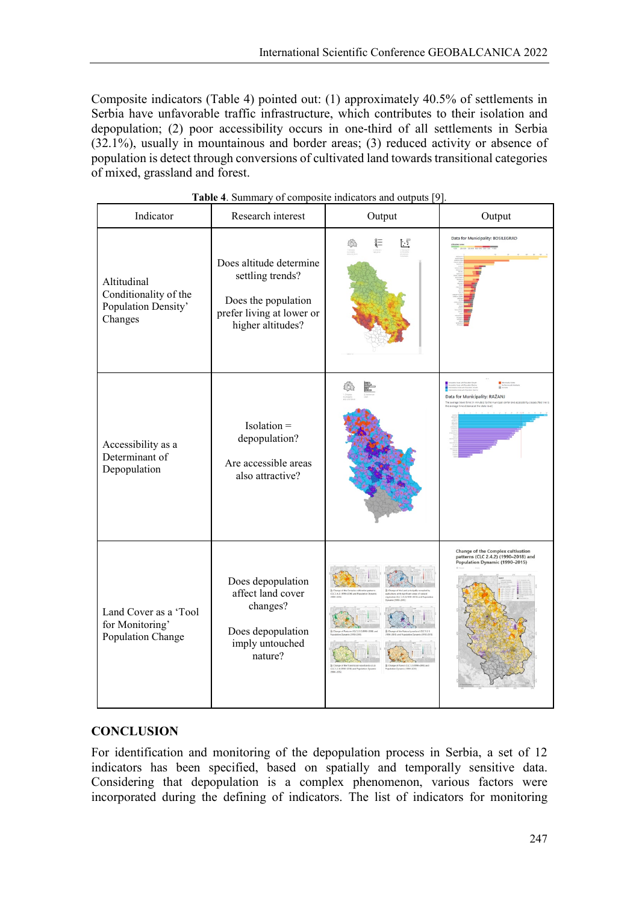Composite indicators (Table 4) pointed out: (1) approximately 40.5% of settlements in Serbia have unfavorable traffic infrastructure, which contributes to their isolation and depopulation; (2) poor accessibility occurs in one-third of all settlements in Serbia (32.1%), usually in mountainous and border areas; (3) reduced activity or absence of population is detect through conversions of cultivated land towards transitional categories of mixed, grassland and forest.

**Table 4**. Summary of composite indicators and outputs [9].

| Indicator | Research interest | Output | Output |
|---|---|---|---|
| Altitudinal Conditionality of the Population Density' Changes | Does altitude determine settling trends? Does the population prefer living at lower or higher altitudes? | | |
| Accessibility as a Determinant of Depopulation | Isolation = depopulation? Are accessible areas also attractive? | | |
| Land Cover as a 'Tool for Monitoring' Population Change | Does depopulation affect land cover changes? Does depopulation imply untouched nature? | | |

## CONCLUSION

For identification and monitoring of the depopulation process in Serbia, a set of 12 indicators has been specified, based on spatially and temporally sensitive data. Considering that depopulation is a complex phenomenon, various factors were incorporated during the defining of indicators. The list of indicators for monitoring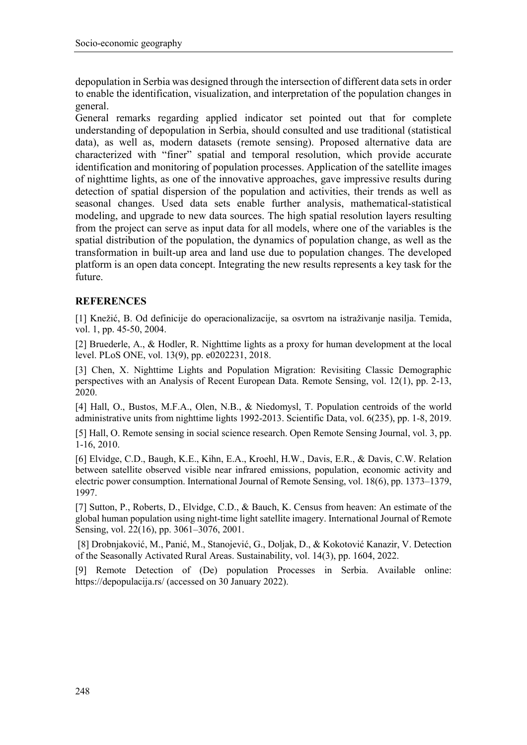depopulation in Serbia was designed through the intersection of different data sets in order to enable the identification, visualization, and interpretation of the population changes in general.

General remarks regarding applied indicator set pointed out that for complete understanding of depopulation in Serbia, should consulted and use traditional (statistical data), as well as, modern datasets (remote sensing). Proposed alternative data are characterized with "finer" spatial and temporal resolution, which provide accurate identification and monitoring of population processes. Application of the satellite images of nighttime lights, as one of the innovative approaches, gave impressive results during detection of spatial dispersion of the population and activities, their trends as well as seasonal changes. Used data sets enable further analysis, mathematical-statistical modeling, and upgrade to new data sources. The high spatial resolution layers resulting from the project can serve as input data for all models, where one of the variables is the spatial distribution of the population, the dynamics of population change, as well as the transformation in built-up area and land use due to population changes. The developed platform is an open data concept. Integrating the new results represents a key task for the future.

## REFERENCES

[1] Knežić, B. Od definicije do operacionalizacije, sa osvrtom na istraživanje nasilja. Temida, vol. 1, pp. 45-50, 2004.

[2] Bruederle, A., & Hodler, R. Nighttime lights as a proxy for human development at the local level. PLoS ONE, vol. 13(9), pp. e0202231, 2018.

[3] Chen, X. Nighttime Lights and Population Migration: Revisiting Classic Demographic perspectives with an Analysis of Recent European Data. Remote Sensing, vol. 12(1), pp. 2-13, 2020.

[4] Hall, O., Bustos, M.F.A., Olen, N.B., & Niedomysl, T. Population centroids of the world administrative units from nighttime lights 1992-2013. Scientific Data, vol. 6(235), pp. 1-8, 2019.

[5] Hall, O. Remote sensing in social science research. Open Remote Sensing Journal, vol. 3, pp. 1-16, 2010.

[6] Elvidge, C.D., Baugh, K.E., Kihn, E.A., Kroehl, H.W., Davis, E.R., & Davis, C.W. Relation between satellite observed visible near infrared emissions, population, economic activity and electric power consumption. International Journal of Remote Sensing, vol. 18(6), pp. 1373–1379, 1997.

[7] Sutton, P., Roberts, D., Elvidge, C.D., & Bauch, K. Census from heaven: An estimate of the global human population using night-time light satellite imagery. International Journal of Remote Sensing, vol. 22(16), pp. 3061–3076, 2001.

[8] Drobnjaković, M., Panić, M., Stanojević, G., Doljak, D., & Kokotović Kanazir, V. Detection of the Seasonally Activated Rural Areas. Sustainability, vol. 14(3), pp. 1604, 2022.

[9] Remote Detection of (De) population Processes in Serbia. Available online: https://depopulacija.rs/ (accessed on 30 January 2022).